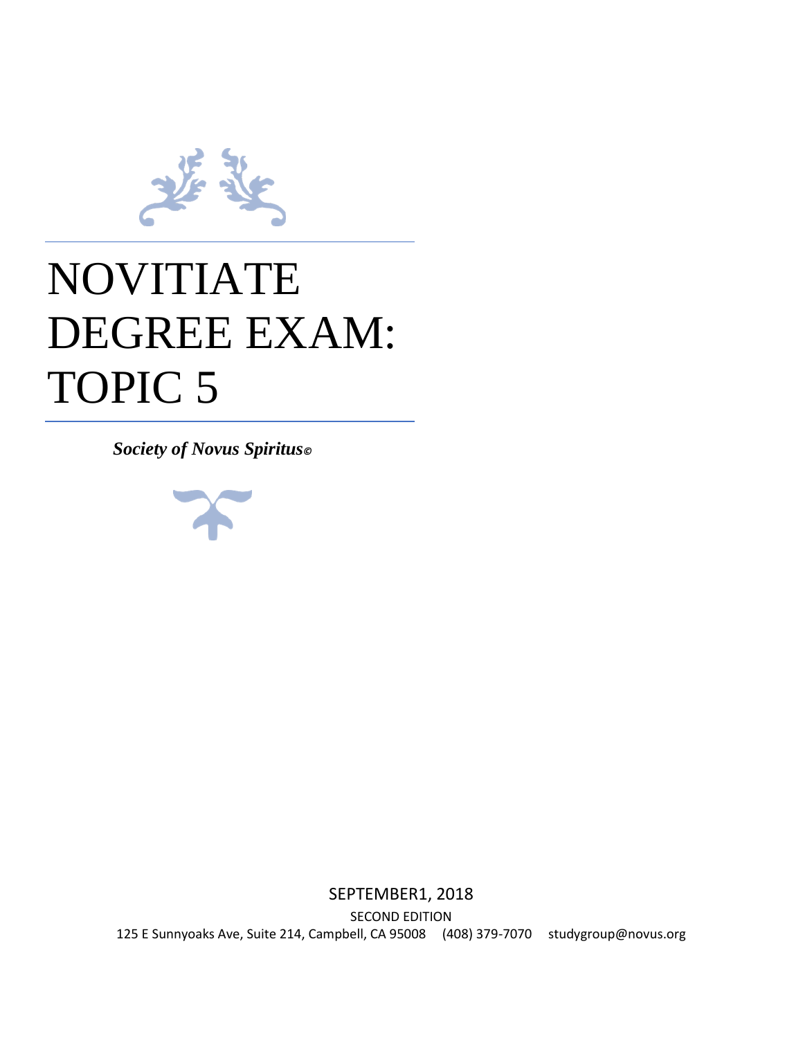# NOVITIATE DEGREE EXAM: TOPIC 5

***Society of Novus Spiritus©***

SEPTEMBER1, 2018

SECOND EDITION

125 E Sunnyoaks Ave, Suite 214, Campbell, CA 95008 (408) 379-7070 studygroup@novus.org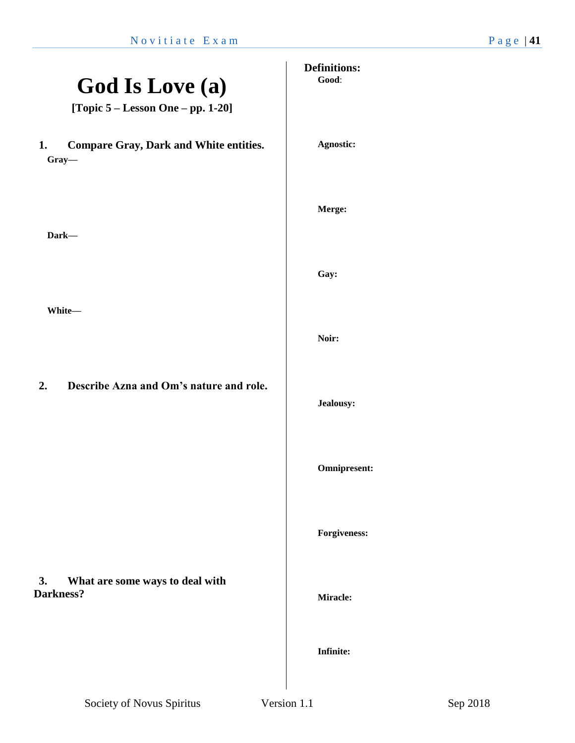# God Is Love (a)

**[Topic 5 – Lesson One – pp. 1-20]**

1. **Compare Gray, Dark and White entities.**

**Gray—**

**Dark—**

**White—**

2. **Describe Azna and Om's nature and role.**

3. **What are some ways to deal with Darkness?**

## Definitions:

**Good**:

**Agnostic:**

**Merge:**

**Gay:**

**Noir:**

**Jealousy:**

**Omnipresent:**

**Forgiveness:**

**Miracle:**

**Infinite:**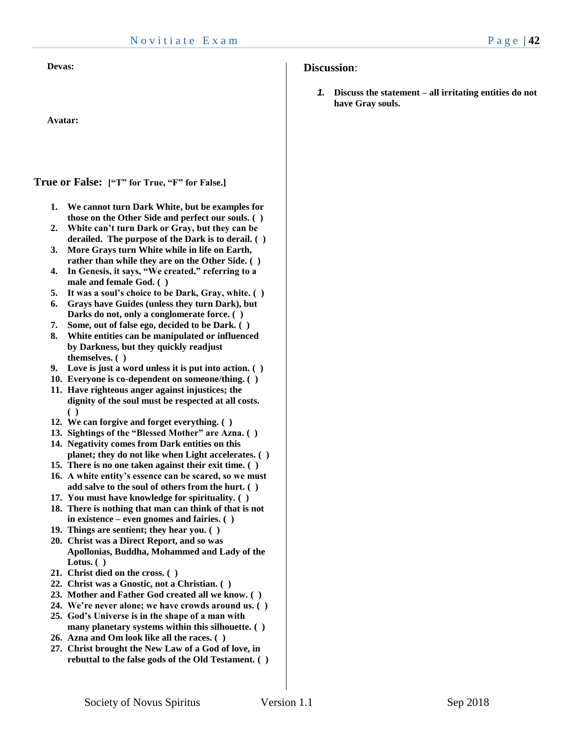**Devas:**

**Avatar:**

## True or False: ["T" for True, "F" for False.]

1. **We cannot turn Dark White, but be examples for those on the Other Side and perfect our souls. ( )**
2. **White can't turn Dark or Gray, but they can be derailed. The purpose of the Dark is to derail. ( )**
3. **More Grays turn White while in life on Earth, rather than while they are on the Other Side. ( )**
4. **In Genesis, it says, "We created," referring to a male and female God. ( )**
5. **It was a soul's choice to be Dark, Gray, white. ( )**
6. **Grays have Guides (unless they turn Dark), but Darks do not, only a conglomerate force. ( )**
7. **Some, out of false ego, decided to be Dark. ( )**
8. **White entities can be manipulated or influenced by Darkness, but they quickly readjust themselves. ( )**
9. **Love is just a word unless it is put into action. ( )**
10. **Everyone is co-dependent on someone/thing. ( )**
11. **Have righteous anger against injustices; the dignity of the soul must be respected at all costs. ( )**
12. **We can forgive and forget everything. ( )**
13. **Sightings of the "Blessed Mother" are Azna. ( )**
14. **Negativity comes from Dark entities on this planet; they do not like when Light accelerates. ( )**
15. **There is no one taken against their exit time. ( )**
16. **A white entity's essence can be scared, so we must add salve to the soul of others from the hurt. ( )**
17. **You must have knowledge for spirituality. ( )**
18. **There is nothing that man can think of that is not in existence – even gnomes and fairies. ( )**
19. **Things are sentient; they hear you. ( )**
20. **Christ was a Direct Report, and so was Apollonias, Buddha, Mohammed and Lady of the Lotus. ( )**
21. **Christ died on the cross. ( )**
22. **Christ was a Gnostic, not a Christian. ( )**
23. **Mother and Father God created all we know. ( )**
24. **We're never alone; we have crowds around us. ( )**
25. **God's Universe is in the shape of a man with many planetary systems within this silhouette. ( )**
26. **Azna and Om look like all the races. ( )**
27. **Christ brought the New Law of a God of love, in rebuttal to the false gods of the Old Testament. ( )**

## Discussion:

1. **Discuss the statement – all irritating entities do not have Gray souls.**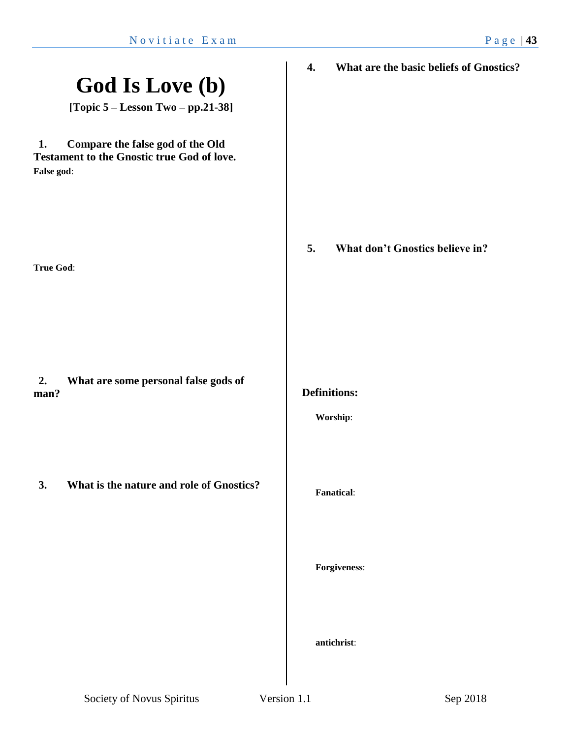# God Is Love (b)

**[Topic 5 – Lesson Two – pp.21-38]**

**1. Compare the false god of the Old Testament to the Gnostic true God of love.**

**False god**:

**True God**:

**2. What are some personal false gods of man?**

**3. What is the nature and role of Gnostics?**

**4. What are the basic beliefs of Gnostics?**

**5. What don't Gnostics believe in?**

**Definitions:**

**Worship**:

**Fanatical**:

**Forgiveness**:

**antichrist**: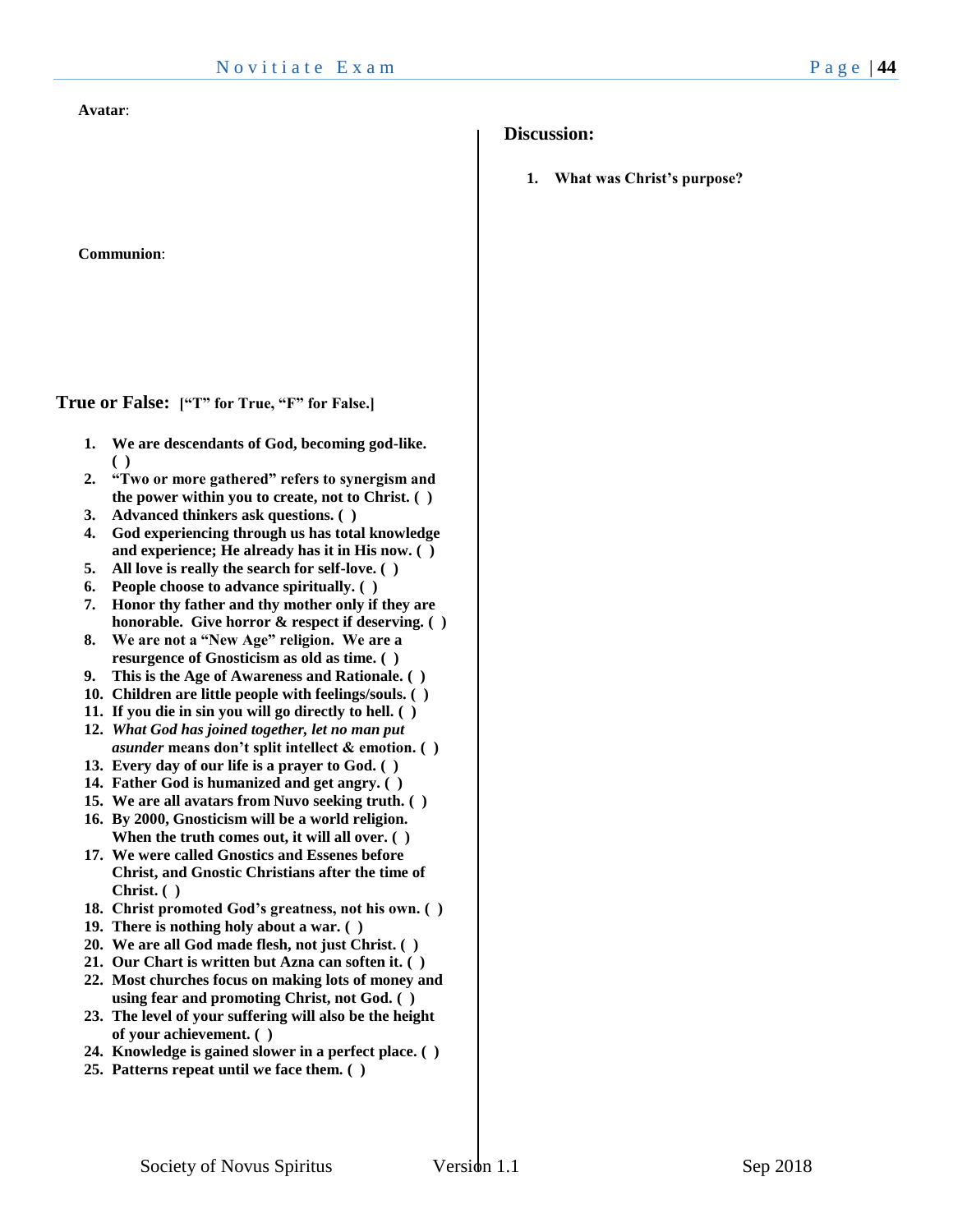**Avatar**:

**Communion**:

## True or False: **["T" for True, "F" for False.]**

1. **We are descendants of God, becoming god-like. ( )**
2. **"Two or more gathered" refers to synergism and the power within you to create, not to Christ. ( )**
3. **Advanced thinkers ask questions. ( )**
4. **God experiencing through us has total knowledge and experience; He already has it in His now. ( )**
5. **All love is really the search for self-love. ( )**
6. **People choose to advance spiritually. ( )**
7. **Honor thy father and thy mother only if they are honorable. Give horror & respect if deserving. ( )**
8. **We are not a "New Age" religion. We are a resurgence of Gnosticism as old as time. ( )**
9. **This is the Age of Awareness and Rationale. ( )**
10. **Children are little people with feelings/souls. ( )**
11. **If you die in sin you will go directly to hell. ( )**
12. ***What God has joined together, let no man put asunder* means don't split intellect & emotion. ( )**
13. **Every day of our life is a prayer to God. ( )**
14. **Father God is humanized and get angry. ( )**
15. **We are all avatars from Nuvo seeking truth. ( )**
16. **By 2000, Gnosticism will be a world religion. When the truth comes out, it will all over. ( )**
17. **We were called Gnostics and Essenes before Christ, and Gnostic Christians after the time of Christ. ( )**
18. **Christ promoted God's greatness, not his own. ( )**
19. **There is nothing holy about a war. ( )**
20. **We are all God made flesh, not just Christ. ( )**
21. **Our Chart is written but Azna can soften it. ( )**
22. **Most churches focus on making lots of money and using fear and promoting Christ, not God. ( )**
23. **The level of your suffering will also be the height of your achievement. ( )**
24. **Knowledge is gained slower in a perfect place. ( )**
25. **Patterns repeat until we face them. ( )**

## Discussion:

1. **What was Christ's purpose?**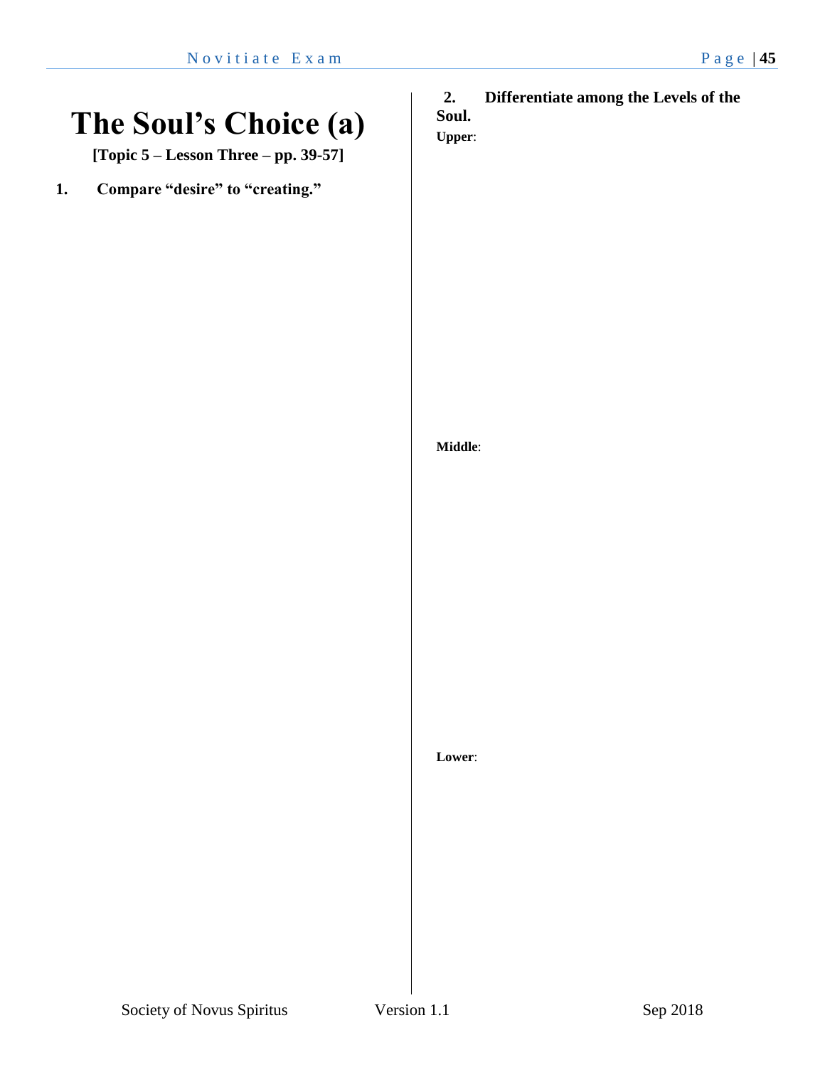# The Soul's Choice (a)

**[Topic 5 – Lesson Three – pp. 39-57]**

1. **Compare "desire" to "creating."**

2. **Differentiate among the Levels of the Soul.**

**Upper**:

**Middle**:

**Lower**: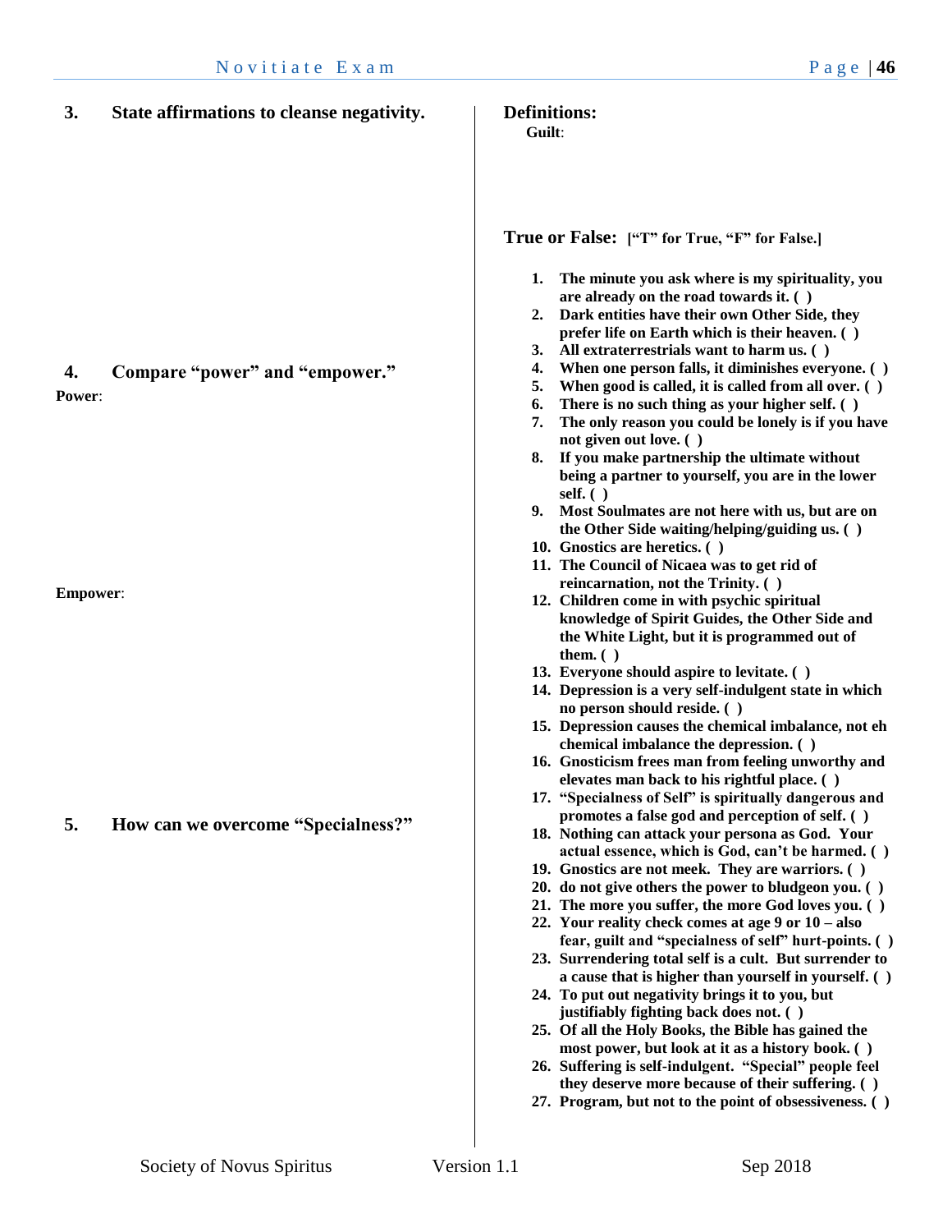**3. State affirmations to cleanse negativity.**

**4. Compare "power" and "empower."**

**Power**:

**Empower**:

**5. How can we overcome "Specialness?"**

**Definitions:**

**Guilt**:

**True or False: ["T" for True, "F" for False.]**

1. **The minute you ask where is my spirituality, you are already on the road towards it. ( )**
2. **Dark entities have their own Other Side, they prefer life on Earth which is their heaven. ( )**
3. **All extraterrestrials want to harm us. ( )**
4. **When one person falls, it diminishes everyone. ( )**
5. **When good is called, it is called from all over. ( )**
6. **There is no such thing as your higher self. ( )**
7. **The only reason you could be lonely is if you have not given out love. ( )**
8. **If you make partnership the ultimate without being a partner to yourself, you are in the lower self. ( )**
9. **Most Soulmates are not here with us, but are on the Other Side waiting/helping/guiding us. ( )**
10. **Gnostics are heretics. ( )**
11. **The Council of Nicaea was to get rid of reincarnation, not the Trinity. ( )**
12. **Children come in with psychic spiritual knowledge of Spirit Guides, the Other Side and the White Light, but it is programmed out of them. ( )**
13. **Everyone should aspire to levitate. ( )**
14. **Depression is a very self-indulgent state in which no person should reside. ( )**
15. **Depression causes the chemical imbalance, not eh chemical imbalance the depression. ( )**
16. **Gnosticism frees man from feeling unworthy and elevates man back to his rightful place. ( )**
17. **"Specialness of Self" is spiritually dangerous and promotes a false god and perception of self. ( )**
18. **Nothing can attack your persona as God. Your actual essence, which is God, can't be harmed. ( )**
19. **Gnostics are not meek. They are warriors. ( )**
20. **do not give others the power to bludgeon you. ( )**
21. **The more you suffer, the more God loves you. ( )**
22. **Your reality check comes at age 9 or 10 – also fear, guilt and "specialness of self" hurt-points. ( )**
23. **Surrendering total self is a cult. But surrender to a cause that is higher than yourself in yourself. ( )**
24. **To put out negativity brings it to you, but justifiably fighting back does not. ( )**
25. **Of all the Holy Books, the Bible has gained the most power, but look at it as a history book. ( )**
26. **Suffering is self-indulgent. "Special" people feel they deserve more because of their suffering. ( )**
27. **Program, but not to the point of obsessiveness. ( )**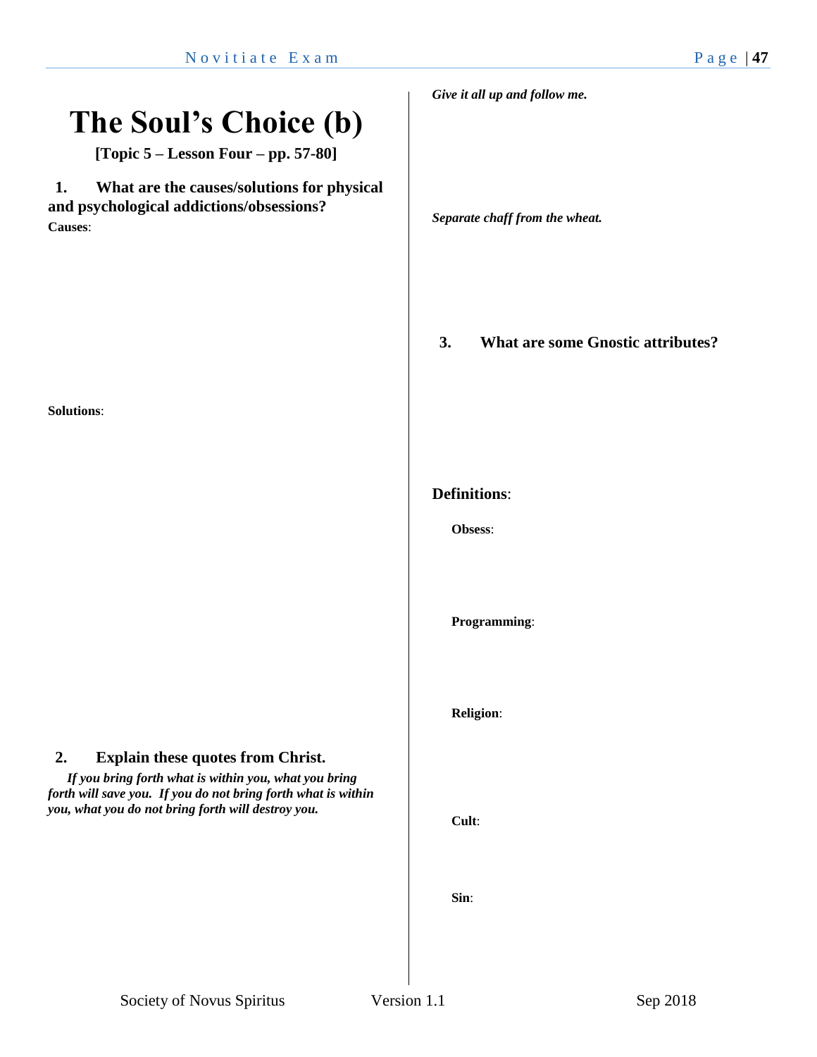# The Soul's Choice (b)

**[Topic 5 – Lesson Four – pp. 57-80]**

**1. What are the causes/solutions for physical and psychological addictions/obsessions?**

**Causes**:

**Solutions**:

**2. Explain these quotes from Christ.**

***If you bring forth what is within you, what you bring forth will save you. If you do not bring forth what is within you, what you do not bring forth will destroy you.***

***Give it all up and follow me.***

***Separate chaff from the wheat.***

**3. What are some Gnostic attributes?**

**Definitions**:

**Obsess**:

**Programming**:

**Religion**:

**Cult**:

**Sin**: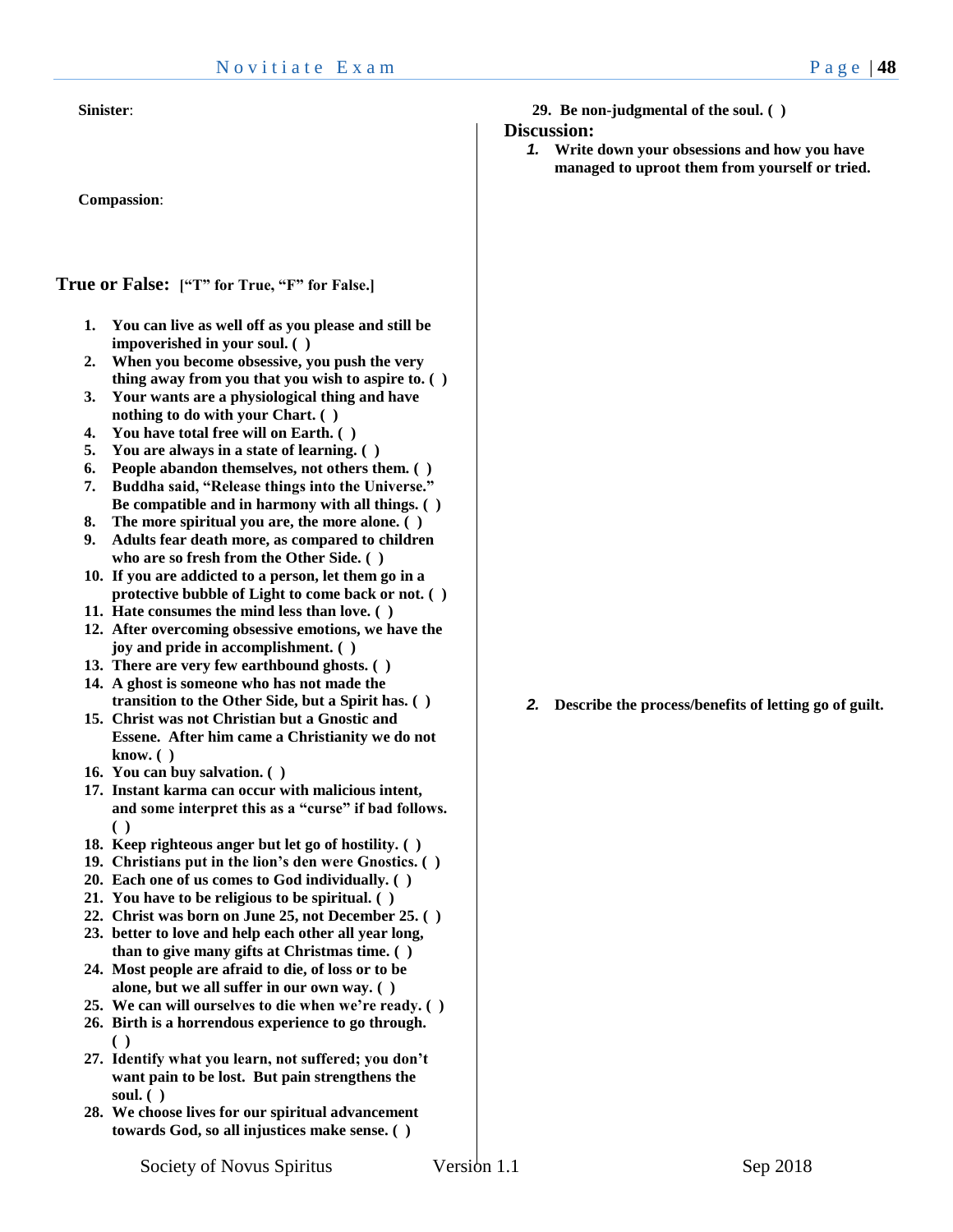**Sinister**:

**Compassion**:

## True or False: **["T" for True, "F" for False.]**

1. **You can live as well off as you please and still be impoverished in your soul. ( )**
2. **When you become obsessive, you push the very thing away from you that you wish to aspire to. ( )**
3. **Your wants are a physiological thing and have nothing to do with your Chart. ( )**
4. **You have total free will on Earth. ( )**
5. **You are always in a state of learning. ( )**
6. **People abandon themselves, not others them. ( )**
7. **Buddha said, "Release things into the Universe." Be compatible and in harmony with all things. ( )**
8. **The more spiritual you are, the more alone. ( )**
9. **Adults fear death more, as compared to children who are so fresh from the Other Side. ( )**
10. **If you are addicted to a person, let them go in a protective bubble of Light to come back or not. ( )**
11. **Hate consumes the mind less than love. ( )**
12. **After overcoming obsessive emotions, we have the joy and pride in accomplishment. ( )**
13. **There are very few earthbound ghosts. ( )**
14. **A ghost is someone who has not made the transition to the Other Side, but a Spirit has. ( )**
15. **Christ was not Christian but a Gnostic and Essene. After him came a Christianity we do not know. ( )**
16. **You can buy salvation. ( )**
17. **Instant karma can occur with malicious intent, and some interpret this as a "curse" if bad follows. ( )**
18. **Keep righteous anger but let go of hostility. ( )**
19. **Christians put in the lion's den were Gnostics. ( )**
20. **Each one of us comes to God individually. ( )**
21. **You have to be religious to be spiritual. ( )**
22. **Christ was born on June 25, not December 25. ( )**
23. **better to love and help each other all year long, than to give many gifts at Christmas time. ( )**
24. **Most people are afraid to die, of loss or to be alone, but we all suffer in our own way. ( )**
25. **We can will ourselves to die when we're ready. ( )**
26. **Birth is a horrendous experience to go through. ( )**
27. **Identify what you learn, not suffered; you don't want pain to be lost. But pain strengthens the soul. ( )**
28. **We choose lives for our spiritual advancement towards God, so all injustices make sense. ( )**
29. **Be non-judgmental of the soul. ( )**

## Discussion:

1. **Write down your obsessions and how you have managed to uproot them from yourself or tried.**

2. **Describe the process/benefits of letting go of guilt.**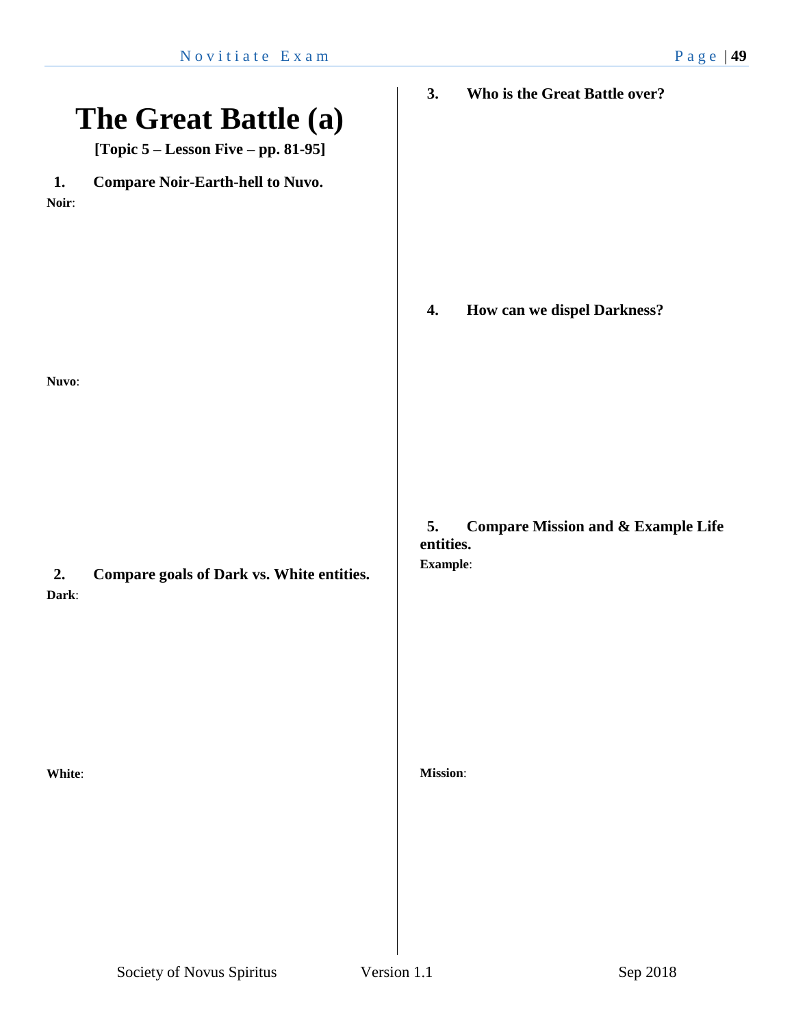# The Great Battle (a)

**[Topic 5 – Lesson Five – pp. 81-95]**

**1. Compare Noir-Earth-hell to Nuvo.**

**Noir**:

**Nuvo**:

**2. Compare goals of Dark vs. White entities.**

**Dark**:

**White**:

**3. Who is the Great Battle over?**

**4. How can we dispel Darkness?**

**5. Compare Mission and & Example Life entities.**

**Example**:

**Mission**: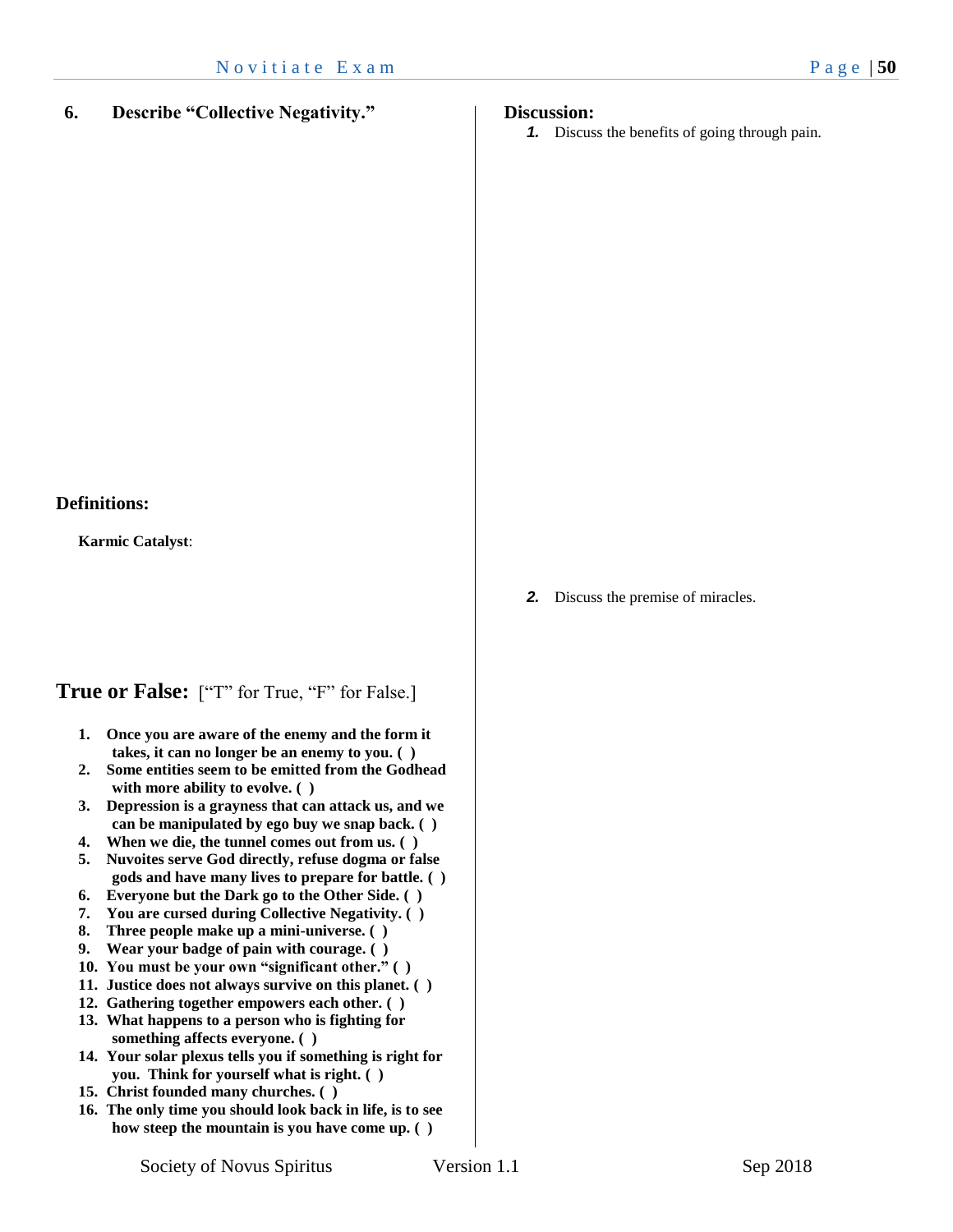**6. Describe "Collective Negativity."**

**Definitions:**

**Karmic Catalyst**:

## True or False: ["T" for True, "F" for False.]

1. **Once you are aware of the enemy and the form it takes, it can no longer be an enemy to you. ( )**
2. **Some entities seem to be emitted from the Godhead with more ability to evolve. ( )**
3. **Depression is a grayness that can attack us, and we can be manipulated by ego buy we snap back. ( )**
4. **When we die, the tunnel comes out from us. ( )**
5. **Nuvoites serve God directly, refuse dogma or false gods and have many lives to prepare for battle. ( )**
6. **Everyone but the Dark go to the Other Side. ( )**
7. **You are cursed during Collective Negativity. ( )**
8. **Three people make up a mini-universe. ( )**
9. **Wear your badge of pain with courage. ( )**
10. **You must be your own "significant other." ( )**
11. **Justice does not always survive on this planet. ( )**
12. **Gathering together empowers each other. ( )**
13. **What happens to a person who is fighting for something affects everyone. ( )**
14. **Your solar plexus tells you if something is right for you. Think for yourself what is right. ( )**
15. **Christ founded many churches. ( )**
16. **The only time you should look back in life, is to see how steep the mountain is you have come up. ( )**

**Discussion:**

1. Discuss the benefits of going through pain.

2. Discuss the premise of miracles.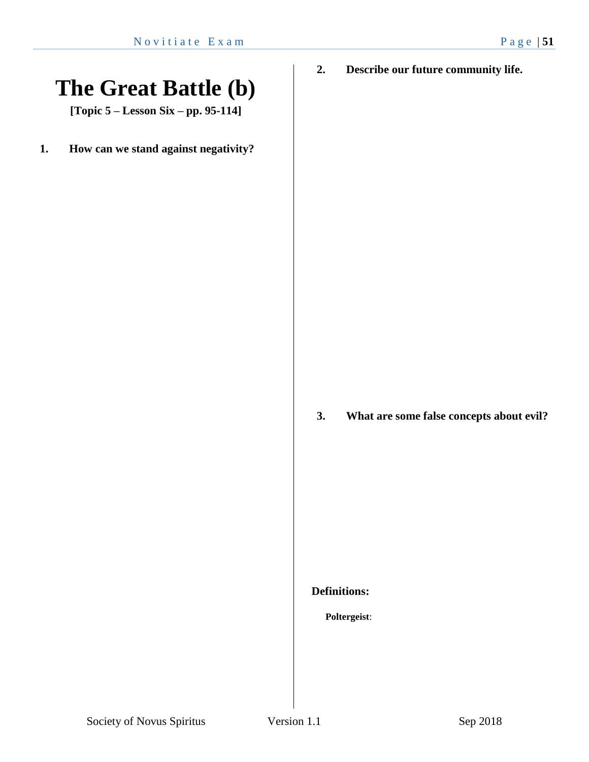# The Great Battle (b)

**[Topic 5 – Lesson Six – pp. 95-114]**

**1. How can we stand against negativity?**

**2. Describe our future community life.**

**3. What are some false concepts about evil?**

**Definitions:**

**Poltergeist**: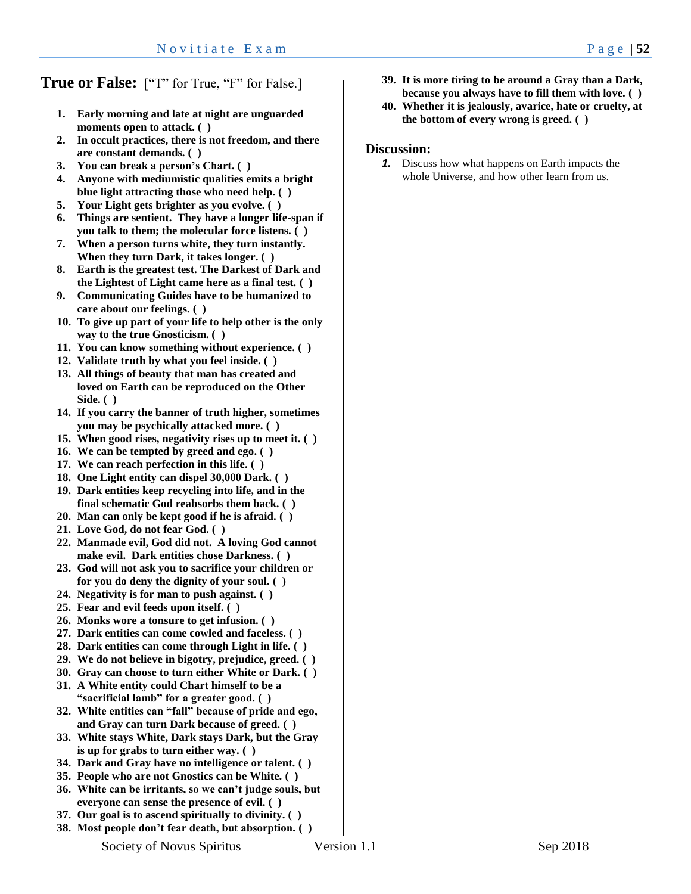## True or False: ["T" for True, "F" for False.]

1. **Early morning and late at night are unguarded moments open to attack. ( )**
2. **In occult practices, there is not freedom, and there are constant demands. ( )**
3. **You can break a person's Chart. ( )**
4. **Anyone with mediumistic qualities emits a bright blue light attracting those who need help. ( )**
5. **Your Light gets brighter as you evolve. ( )**
6. **Things are sentient. They have a longer life-span if you talk to them; the molecular force listens. ( )**
7. **When a person turns white, they turn instantly. When they turn Dark, it takes longer. ( )**
8. **Earth is the greatest test. The Darkest of Dark and the Lightest of Light came here as a final test. ( )**
9. **Communicating Guides have to be humanized to care about our feelings. ( )**
10. **To give up part of your life to help other is the only way to the true Gnosticism. ( )**
11. **You can know something without experience. ( )**
12. **Validate truth by what you feel inside. ( )**
13. **All things of beauty that man has created and loved on Earth can be reproduced on the Other Side. ( )**
14. **If you carry the banner of truth higher, sometimes you may be psychically attacked more. ( )**
15. **When good rises, negativity rises up to meet it. ( )**
16. **We can be tempted by greed and ego. ( )**
17. **We can reach perfection in this life. ( )**
18. **One Light entity can dispel 30,000 Dark. ( )**
19. **Dark entities keep recycling into life, and in the final schematic God reabsorbs them back. ( )**
20. **Man can only be kept good if he is afraid. ( )**
21. **Love God, do not fear God. ( )**
22. **Manmade evil, God did not. A loving God cannot make evil. Dark entities chose Darkness. ( )**
23. **God will not ask you to sacrifice your children or for you do deny the dignity of your soul. ( )**
24. **Negativity is for man to push against. ( )**
25. **Fear and evil feeds upon itself. ( )**
26. **Monks wore a tonsure to get infusion. ( )**
27. **Dark entities can come cowled and faceless. ( )**
28. **Dark entities can come through Light in life. ( )**
29. **We do not believe in bigotry, prejudice, greed. ( )**
30. **Gray can choose to turn either White or Dark. ( )**
31. **A White entity could Chart himself to be a "sacrificial lamb" for a greater good. ( )**
32. **White entities can "fall" because of pride and ego, and Gray can turn Dark because of greed. ( )**
33. **White stays White, Dark stays Dark, but the Gray is up for grabs to turn either way. ( )**
34. **Dark and Gray have no intelligence or talent. ( )**
35. **People who are not Gnostics can be White. ( )**
36. **White can be irritants, so we can't judge souls, but everyone can sense the presence of evil. ( )**
37. **Our goal is to ascend spiritually to divinity. ( )**
38. **Most people don't fear death, but absorption. ( )**
39. **It is more tiring to be around a Gray than a Dark, because you always have to fill them with love. ( )**
40. **Whether it is jealously, avarice, hate or cruelty, at the bottom of every wrong is greed. ( )**

## Discussion:

1. Discuss how what happens on Earth impacts the whole Universe, and how other learn from us.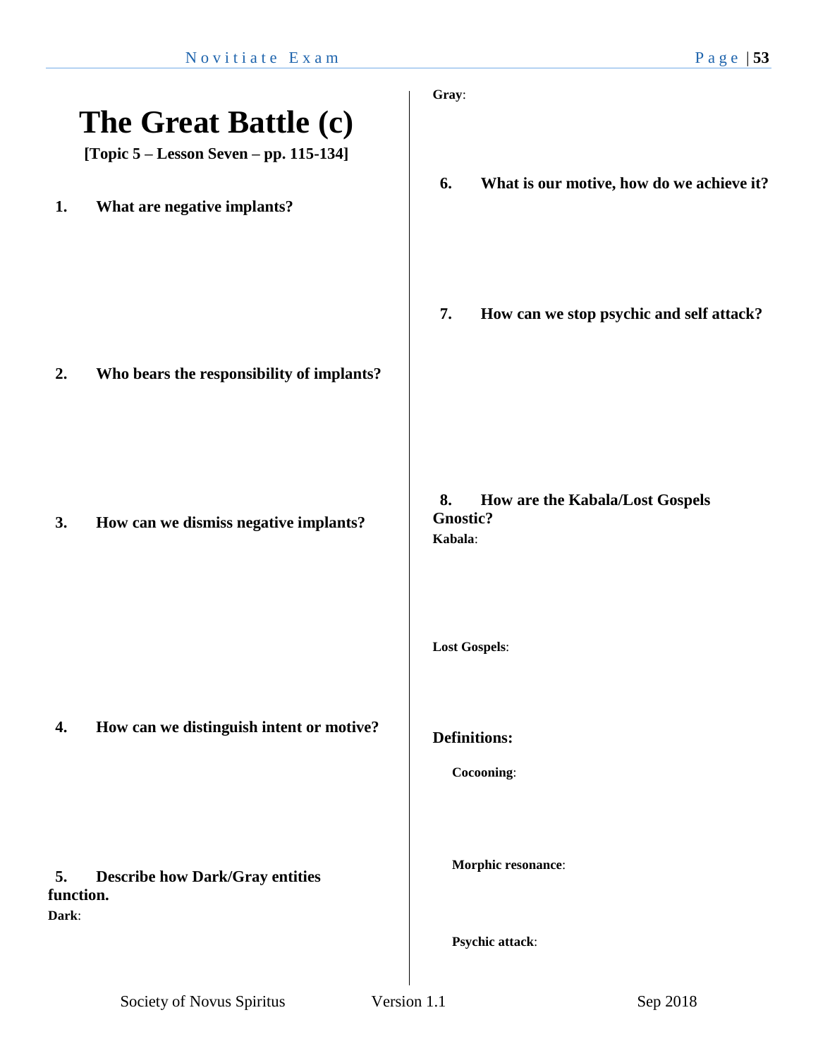# The Great Battle (c)

**[Topic 5 – Lesson Seven – pp. 115-134]**

**1. What are negative implants?**

**2. Who bears the responsibility of implants?**

**3. How can we dismiss negative implants?**

**4. How can we distinguish intent or motive?**

**5. Describe how Dark/Gray entities function.**

**Dark**:

**Gray**:

**6. What is our motive, how do we achieve it?**

**7. How can we stop psychic and self attack?**

**8. How are the Kabala/Lost Gospels Gnostic?**

**Kabala**:

**Lost Gospels**:

### Definitions:

**Cocooning**:

**Morphic resonance**:

**Psychic attack**: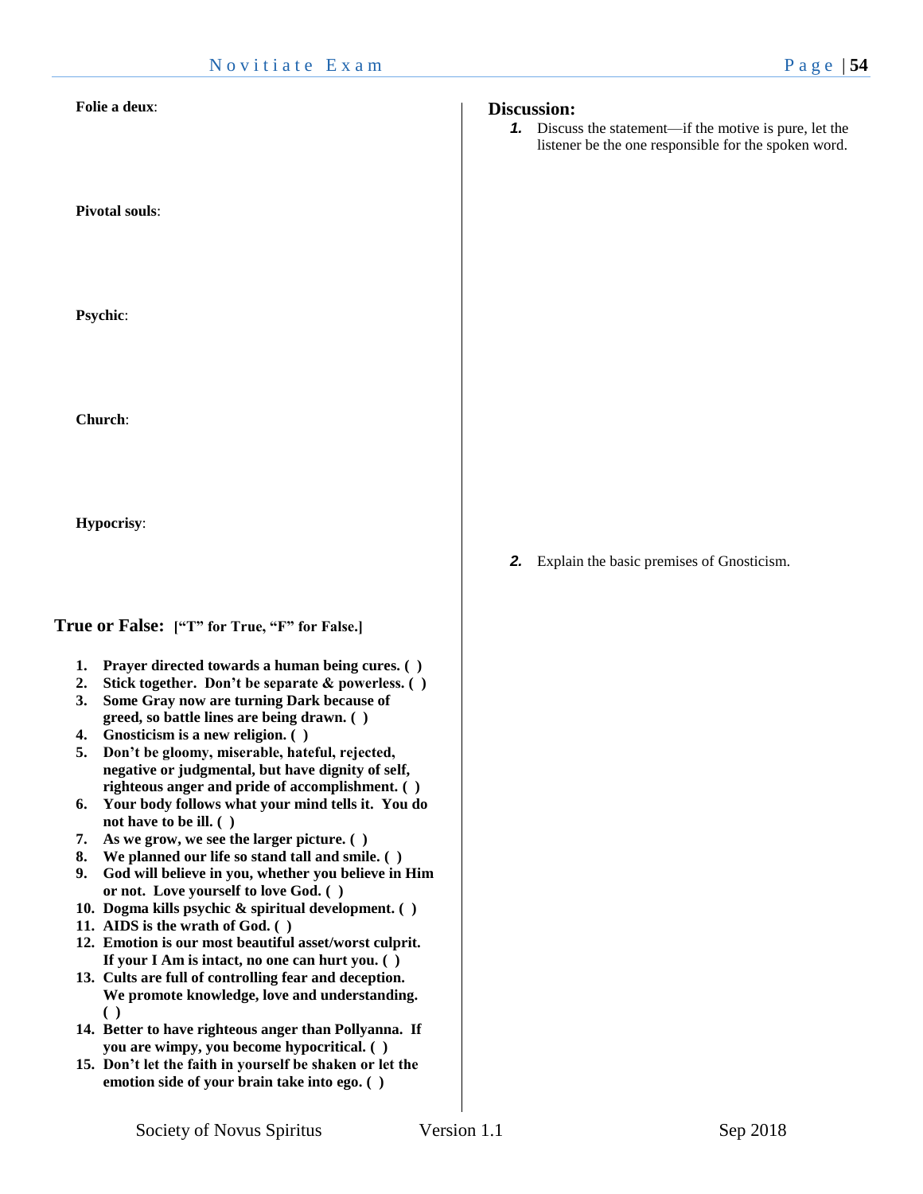**Folie a deux**:

**Pivotal souls**:

**Psychic**:

**Church**:

**Hypocrisy**:

## True or False: **["T" for True, "F" for False.]**

1. **Prayer directed towards a human being cures. ( )**
2. **Stick together. Don't be separate & powerless. ( )**
3. **Some Gray now are turning Dark because of greed, so battle lines are being drawn. ( )**
4. **Gnosticism is a new religion. ( )**
5. **Don't be gloomy, miserable, hateful, rejected, negative or judgmental, but have dignity of self, righteous anger and pride of accomplishment. ( )**
6. **Your body follows what your mind tells it. You do not have to be ill. ( )**
7. **As we grow, we see the larger picture. ( )**
8. **We planned our life so stand tall and smile. ( )**
9. **God will believe in you, whether you believe in Him or not. Love yourself to love God. ( )**
10. **Dogma kills psychic & spiritual development. ( )**
11. **AIDS is the wrath of God. ( )**
12. **Emotion is our most beautiful asset/worst culprit. If your I Am is intact, no one can hurt you. ( )**
13. **Cults are full of controlling fear and deception. We promote knowledge, love and understanding. ( )**
14. **Better to have righteous anger than Pollyanna. If you are wimpy, you become hypocritical. ( )**
15. **Don't let the faith in yourself be shaken or let the emotion side of your brain take into ego. ( )**

## Discussion:

1. Discuss the statement—if the motive is pure, let the listener be the one responsible for the spoken word.

2. Explain the basic premises of Gnosticism.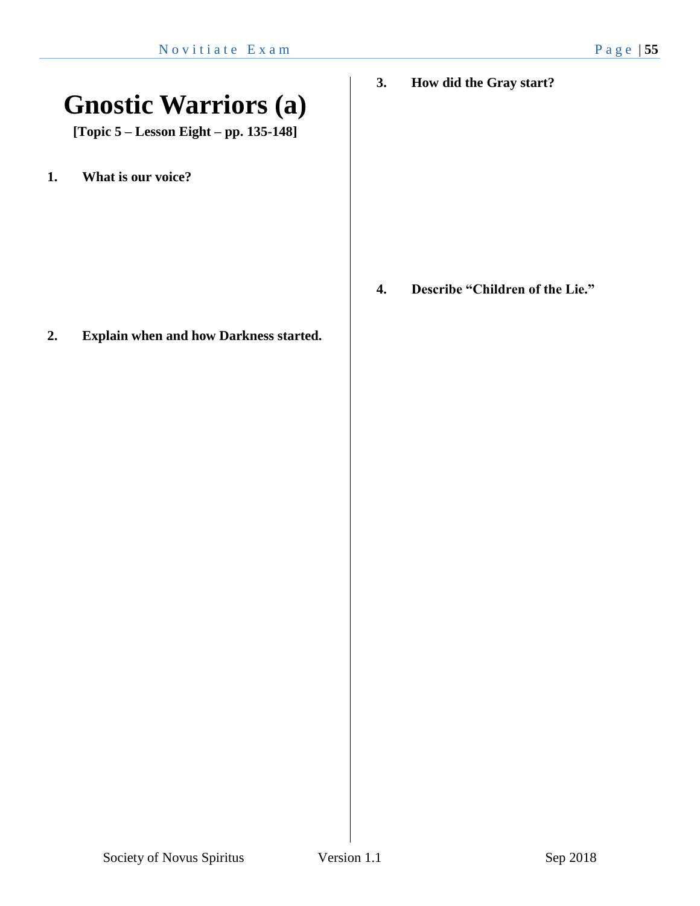# Gnostic Warriors (a)

**[Topic 5 – Lesson Eight – pp. 135-148]**

**1. What is our voice?**

**2. Explain when and how Darkness started.**

**3. How did the Gray start?**

**4. Describe "Children of the Lie."**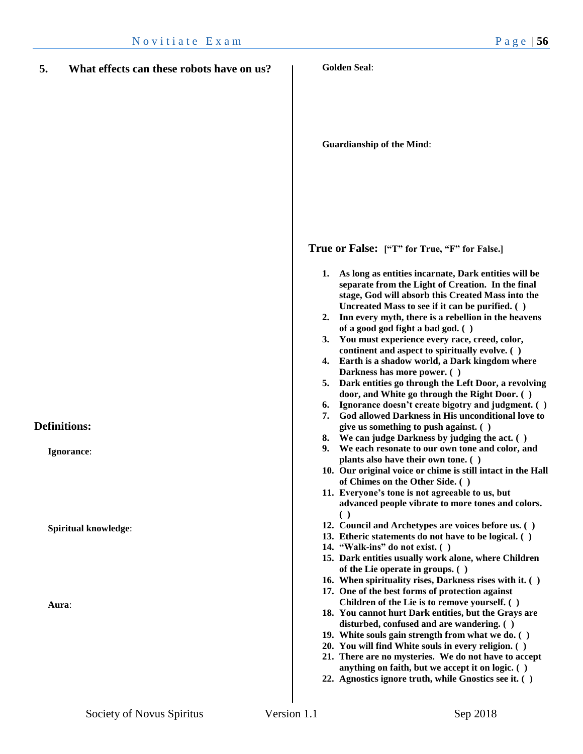**5. What effects can these robots have on us?**

## Definitions:

**Ignorance**:

**Spiritual knowledge**:

**Aura**:

**Golden Seal**:

**Guardianship of the Mind**:

## True or False: [“T” for True, “F” for False.]

1. **As long as entities incarnate, Dark entities will be separate from the Light of Creation. In the final stage, God will absorb this Created Mass into the Uncreated Mass to see if it can be purified. ( )**
2. **Inn every myth, there is a rebellion in the heavens of a good god fight a bad god. ( )**
3. **You must experience every race, creed, color, continent and aspect to spiritually evolve. ( )**
4. **Earth is a shadow world, a Dark kingdom where Darkness has more power. ( )**
5. **Dark entities go through the Left Door, a revolving door, and White go through the Right Door. ( )**
6. **Ignorance doesn’t create bigotry and judgment. ( )**
7. **God allowed Darkness in His unconditional love to give us something to push against. ( )**
8. **We can judge Darkness by judging the act. ( )**
9. **We each resonate to our own tone and color, and plants also have their own tone. ( )**
10. **Our original voice or chime is still intact in the Hall of Chimes on the Other Side. ( )**
11. **Everyone’s tone is not agreeable to us, but advanced people vibrate to more tones and colors. ( )**
12. **Council and Archetypes are voices before us. ( )**
13. **Etheric statements do not have to be logical. ( )**
14. **“Walk-ins” do not exist. ( )**
15. **Dark entities usually work alone, where Children of the Lie operate in groups. ( )**
16. **When spirituality rises, Darkness rises with it. ( )**
17. **One of the best forms of protection against Children of the Lie is to remove yourself. ( )**
18. **You cannot hurt Dark entities, but the Grays are disturbed, confused and are wandering. ( )**
19. **White souls gain strength from what we do. ( )**
20. **You will find White souls in every religion. ( )**
21. **There are no mysteries. We do not have to accept anything on faith, but we accept it on logic. ( )**
22. **Agnostics ignore truth, while Gnostics see it. ( )**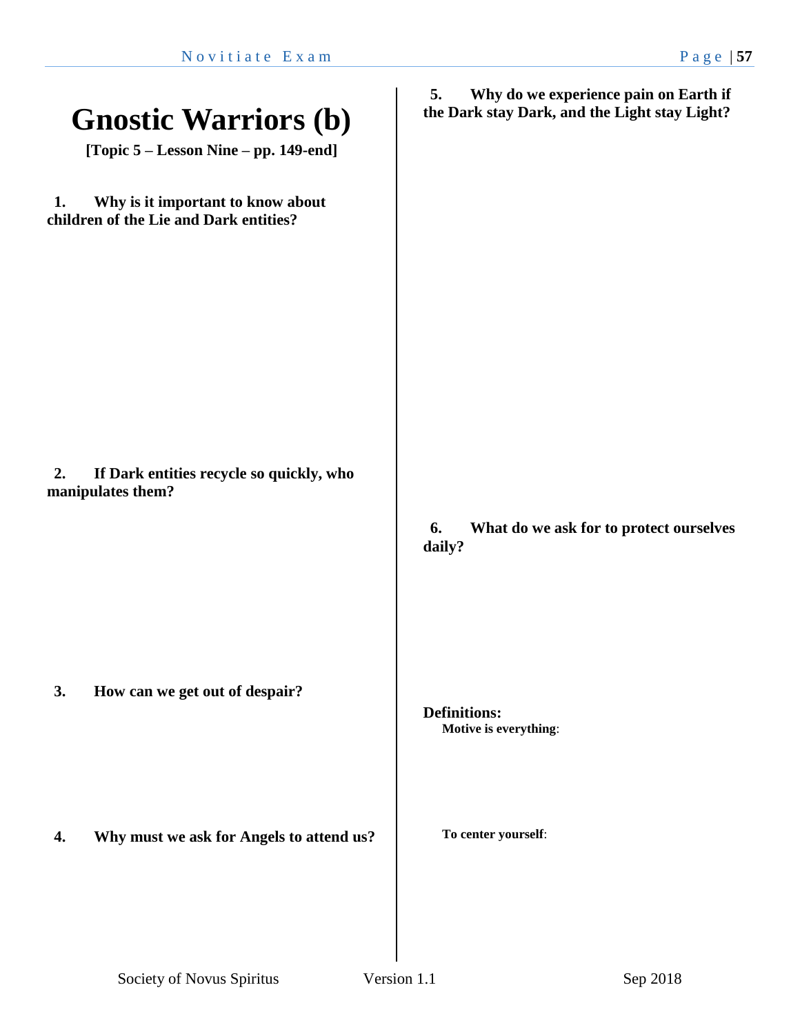# Gnostic Warriors (b)

**[Topic 5 – Lesson Nine – pp. 149-end]**

**1. Why is it important to know about children of the Lie and Dark entities?**

**2. If Dark entities recycle so quickly, who manipulates them?**

**3. How can we get out of despair?**

**4. Why must we ask for Angels to attend us?**

**5. Why do we experience pain on Earth if the Dark stay Dark, and the Light stay Light?**

**6. What do we ask for to protect ourselves daily?**

**Definitions:**

**Motive is everything**:

**To center yourself**: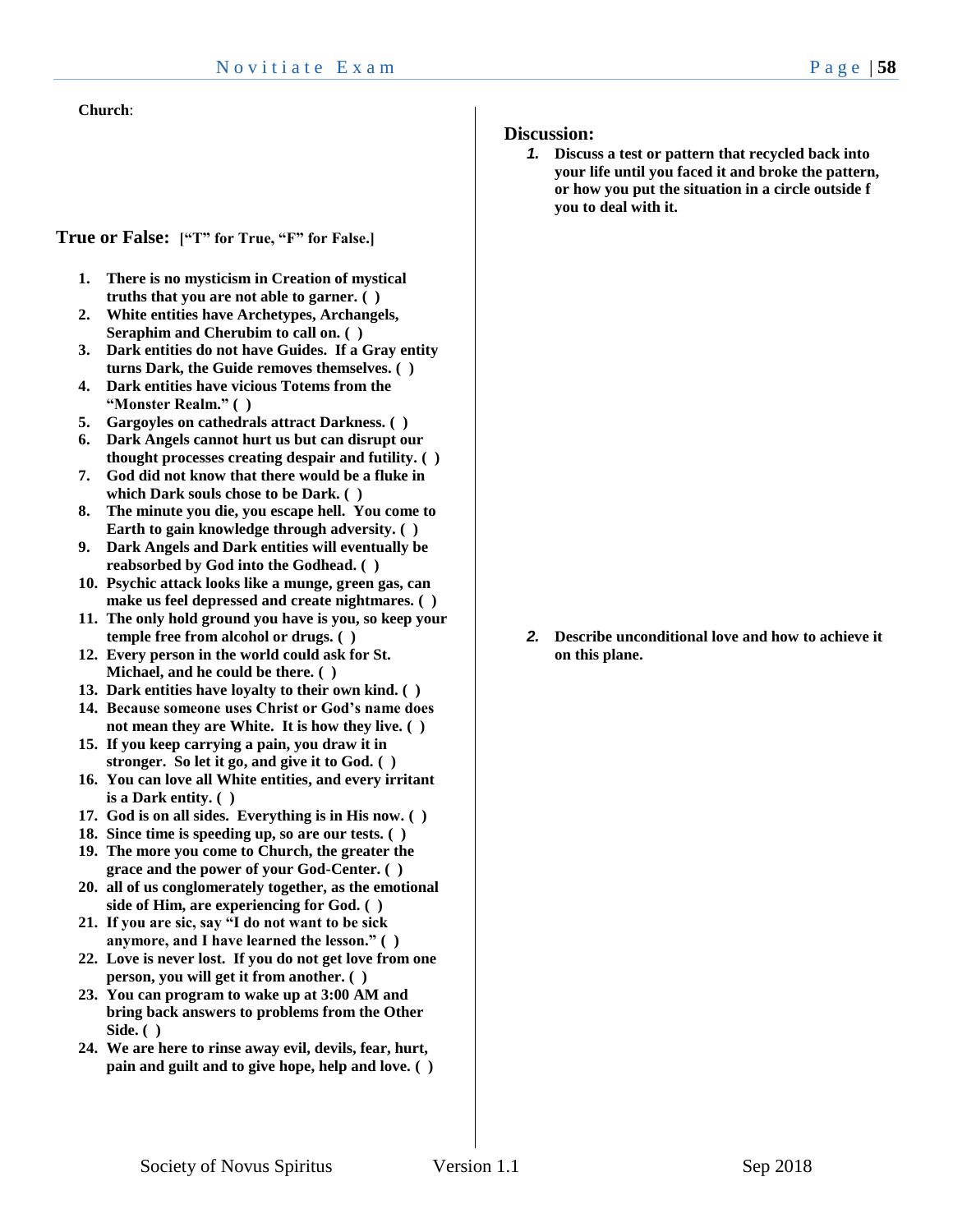**Church**:

## True or False: **["T" for True, "F" for False.]**

1. There is no mysticism in Creation of mystical truths that you are not able to garner. ( )
2. White entities have Archetypes, Archangels, Seraphim and Cherubim to call on. ( )
3. Dark entities do not have Guides. If a Gray entity turns Dark, the Guide removes themselves. ( )
4. Dark entities have vicious Totems from the "Monster Realm." ( )
5. Gargoyles on cathedrals attract Darkness. ( )
6. Dark Angels cannot hurt us but can disrupt our thought processes creating despair and futility. ( )
7. God did not know that there would be a fluke in which Dark souls chose to be Dark. ( )
8. The minute you die, you escape hell. You come to Earth to gain knowledge through adversity. ( )
9. Dark Angels and Dark entities will eventually be reabsorbed by God into the Godhead. ( )
10. Psychic attack looks like a munge, green gas, can make us feel depressed and create nightmares. ( )
11. The only hold ground you have is you, so keep your temple free from alcohol or drugs. ( )
12. Every person in the world could ask for St. Michael, and he could be there. ( )
13. Dark entities have loyalty to their own kind. ( )
14. Because someone uses Christ or God's name does not mean they are White. It is how they live. ( )
15. If you keep carrying a pain, you draw it in stronger. So let it go, and give it to God. ( )
16. You can love all White entities, and every irritant is a Dark entity. ( )
17. God is on all sides. Everything is in His now. ( )
18. Since time is speeding up, so are our tests. ( )
19. The more you come to Church, the greater the grace and the power of your God-Center. ( )
20. all of us conglomerately together, as the emotional side of Him, are experiencing for God. ( )
21. If you are sic, say "I do not want to be sick anymore, and I have learned the lesson." ( )
22. Love is never lost. If you do not get love from one person, you will get it from another. ( )
23. You can program to wake up at 3:00 AM and bring back answers to problems from the Other Side. ( )
24. We are here to rinse away evil, devils, fear, hurt, pain and guilt and to give hope, help and love. ( )

## Discussion:

1. **Discuss a test or pattern that recycled back into your life until you faced it and broke the pattern, or how you put the situation in a circle outside f you to deal with it.**

2. **Describe unconditional love and how to achieve it on this plane.**